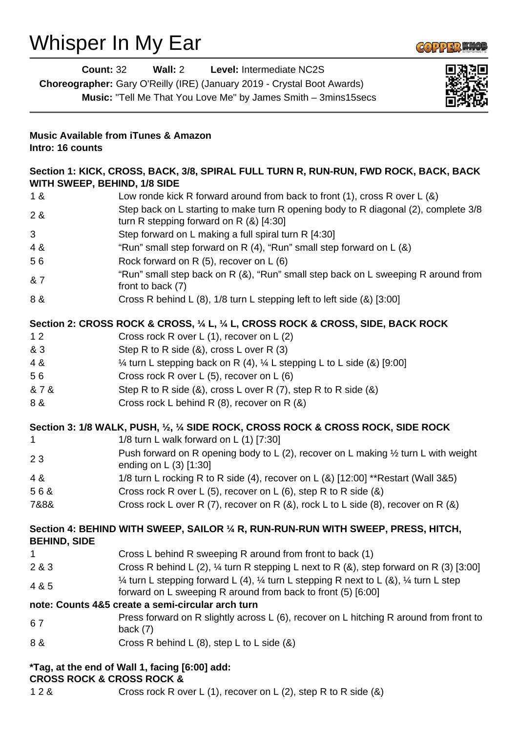# Whisper In My Ear

**Count:** 32 **Wall:** 2 **Level:** Intermediate NC2S
**Choreographer:** Gary O'Reilly (IRE) (January 2019 - Crystal Boot Awards)
**Music:** "Tell Me That You Love Me" by James Smith – 3mins15secs

**Music Available from iTunes & Amazon**
**Intro: 16 counts**

**Section 1: KICK, CROSS, BACK, 3/8, SPIRAL FULL TURN R, RUN-RUN, FWD ROCK, BACK, BACK WITH SWEEP, BEHIND, 1/8 SIDE**

| | |
|---|---|
| 1 & | Low ronde kick R forward around from back to front (1), cross R over L (&) |
| 2 & | Step back on L starting to make turn R opening body to R diagonal (2), complete 3/8 turn R stepping forward on R (&) [4:30] |
| 3 | Step forward on L making a full spiral turn R [4:30] |
| 4 & | "Run" small step forward on R (4), "Run" small step forward on L (&) |
| 5 6 | Rock forward on R (5), recover on L (6) |
| & 7 | "Run" small step back on R (&), "Run" small step back on L sweeping R around from front to back (7) |
| 8 & | Cross R behind L (8), 1/8 turn L stepping left to left side (&) [3:00] |

**Section 2: CROSS ROCK & CROSS, ¼ L, ¼ L, CROSS ROCK & CROSS, SIDE, BACK ROCK**

| | |
|---|---|
| 1 2 | Cross rock R over L (1), recover on L (2) |
| & 3 | Step R to R side (&), cross L over R (3) |
| 4 & | ¼ turn L stepping back on R (4), ¼ L stepping L to L side (&) [9:00] |
| 5 6 | Cross rock R over L (5), recover on L (6) |
| & 7 & | Step R to R side (&), cross L over R (7), step R to R side (&) |
| 8 & | Cross rock L behind R (8), recover on R (&) |

**Section 3: 1/8 WALK, PUSH, ½, ¼ SIDE ROCK, CROSS ROCK & CROSS ROCK, SIDE ROCK**

| | |
|---|---|
| 1 | 1/8 turn L walk forward on L (1) [7:30] |
| 2 3 | Push forward on R opening body to L (2), recover on L making ½ turn L with weight ending on L (3) [1:30] |
| 4 & | 1/8 turn L rocking R to R side (4), recover on L (&) [12:00] **Restart (Wall 3&5) |
| 5 6 & | Cross rock R over L (5), recover on L (6), step R to R side (&) |
| 7&8& | Cross rock L over R (7), recover on R (&), rock L to L side (8), recover on R (&) |

**Section 4: BEHIND WITH SWEEP, SAILOR ¼ R, RUN-RUN-RUN WITH SWEEP, PRESS, HITCH, BEHIND, SIDE**

| | |
|---|---|
| 1 | Cross L behind R sweeping R around from front to back (1) |
| 2 & 3 | Cross R behind L (2), ¼ turn R stepping L next to R (&), step forward on R (3) [3:00] |
| 4 & 5 | ¼ turn L stepping forward L (4), ¼ turn L stepping R next to L (&), ¼ turn L step forward on L sweeping R around from back to front (5) [6:00] |

**note: Counts 4&5 create a semi-circular arch turn**

| | |
|---|---|
| 6 7 | Press forward on R slightly across L (6), recover on L hitching R around from front to back (7) |
| 8 & | Cross R behind L (8), step L to L side (&) |

***Tag, at the end of Wall 1, facing [6:00] add:**
**CROSS ROCK & CROSS ROCK &**

| | |
|---|---|
| 1 2 & | Cross rock R over L (1), recover on L (2), step R to R side (&) |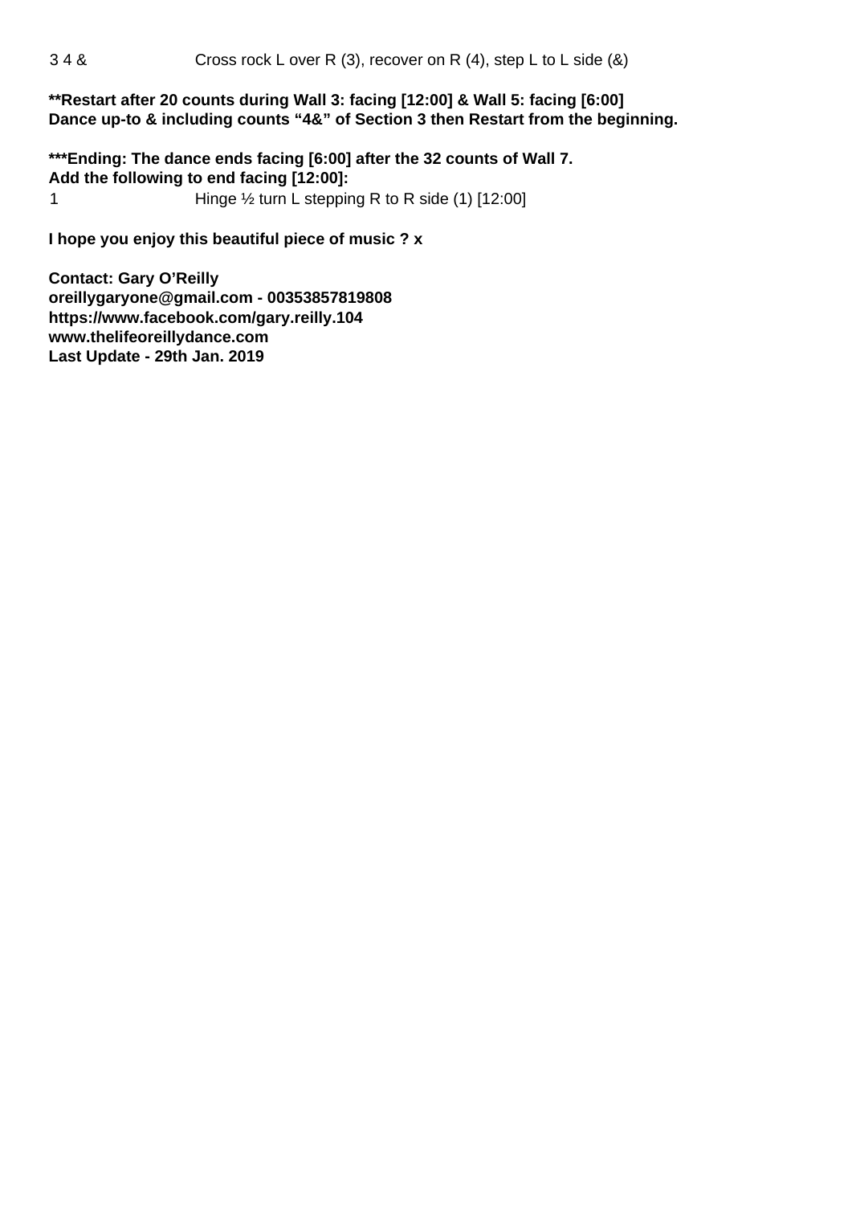| | |
|---|---|
| 3 4 & | Cross rock L over R (3), recover on R (4), step L to L side (&) |

**\*\*Restart after 20 counts during Wall 3: facing [12:00] & Wall 5: facing [6:00]**
**Dance up-to & including counts "4&" of Section 3 then Restart from the beginning.**

**\*\*\*Ending: The dance ends facing [6:00] after the 32 counts of Wall 7.**
**Add the following to end facing [12:00]:**

| | |
|---|---|
| 1 | Hinge ½ turn L stepping R to R side (1) [12:00] |

**I hope you enjoy this beautiful piece of music ? x**

**Contact: Gary O'Reilly**
**oreillygaryone@gmail.com - 00353857819808**
**https://www.facebook.com/gary.reilly.104**
**www.thelifeoreillydance.com**
**Last Update - 29th Jan. 2019**